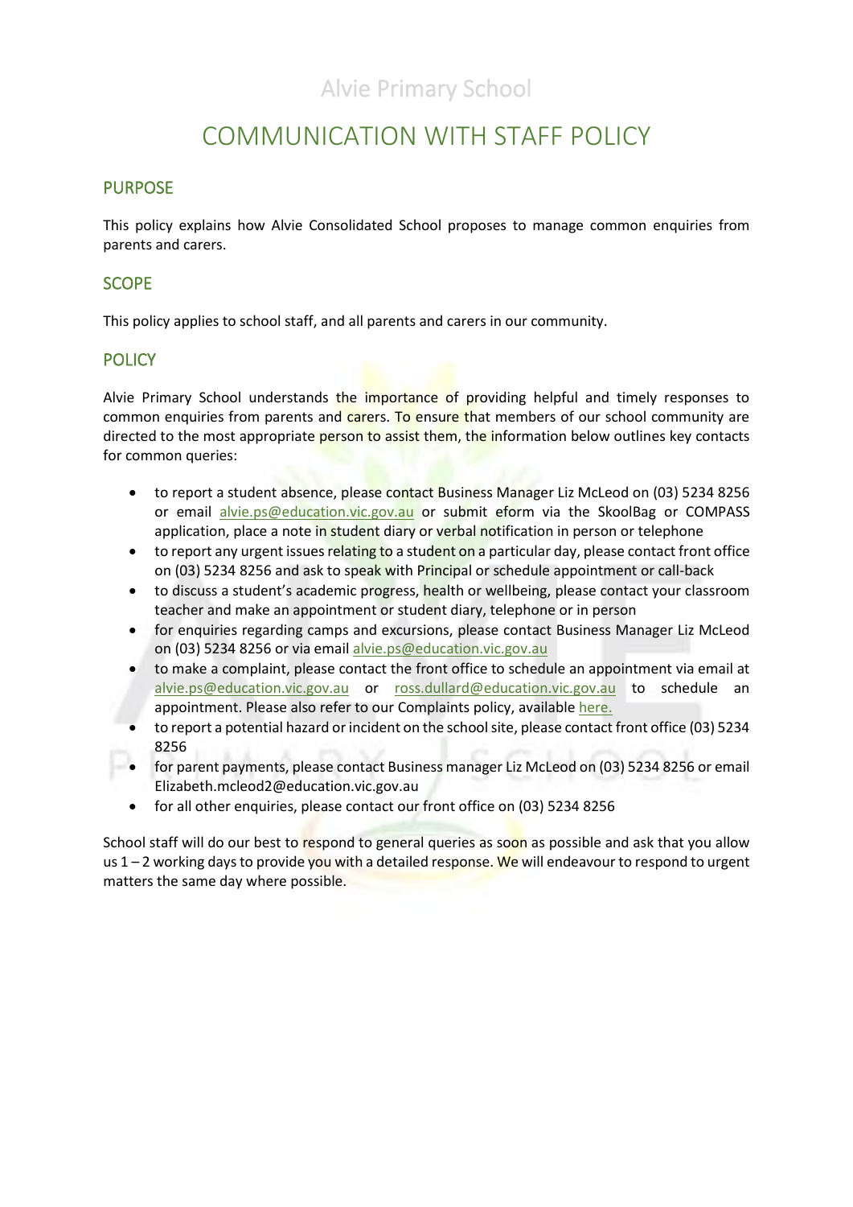Alvie Primary School

# COMMUNICATION WITH STAFF POLICY

## PURPOSE

This policy explains how Alvie Consolidated School proposes to manage common enquiries from parents and carers.

## SCOPE

This policy applies to school staff, and all parents and carers in our community.

## POLICY

Alvie Primary School understands the importance of providing helpful and timely responses to common enquiries from parents and carers. To ensure that members of our school community are directed to the most appropriate person to assist them, the information below outlines key contacts for common queries:

- to report a student absence, please contact Business Manager Liz McLeod on (03) 5234 8256 or email alvie.ps@education.vic.gov.au or submit eform via the SkoolBag or COMPASS application, place a note in student diary or verbal notification in person or telephone
- to report any urgent issues relating to a student on a particular day, please contact front office on (03) 5234 8256 and ask to speak with Principal or schedule appointment or call-back
- to discuss a student's academic progress, health or wellbeing, please contact your classroom teacher and make an appointment or student diary, telephone or in person
- for enquiries regarding camps and excursions, please contact Business Manager Liz McLeod on (03) 5234 8256 or via email alvie.ps@education.vic.gov.au
- to make a complaint, please contact the front office to schedule an appointment via email at alvie.ps@education.vic.gov.au or ross.dullard@education.vic.gov.au to schedule an appointment. Please also refer to our Complaints policy, available here.
- to report a potential hazard or incident on the school site, please contact front office (03) 5234 8256
- for parent payments, please contact Business manager Liz McLeod on (03) 5234 8256 or email Elizabeth.mcleod2@education.vic.gov.au
- for all other enquiries, please contact our front office on (03) 5234 8256

School staff will do our best to respond to general queries as soon as possible and ask that you allow us 1 – 2 working days to provide you with a detailed response. We will endeavour to respond to urgent matters the same day where possible.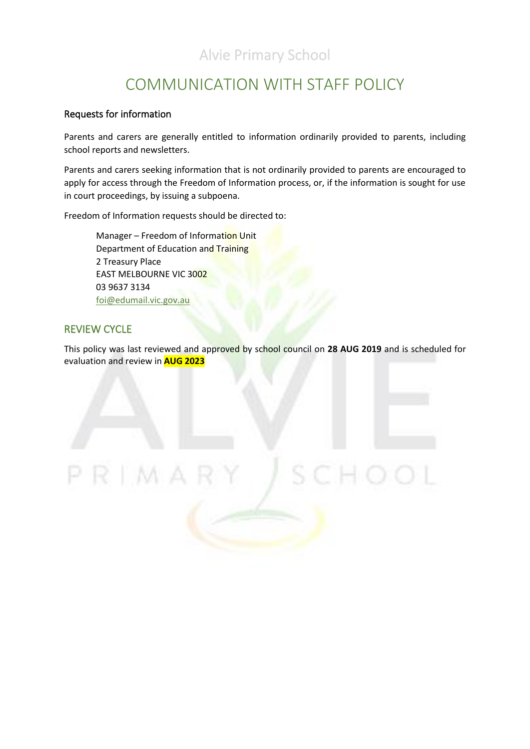# Alvie Primary School

## COMMUNICATION WITH STAFF POLICY

### Requests for information

Parents and carers are generally entitled to information ordinarily provided to parents, including school reports and newsletters.

Parents and carers seeking information that is not ordinarily provided to parents are encouraged to apply for access through the Freedom of Information process, or, if the information is sought for use in court proceedings, by issuing a subpoena.

Freedom of Information requests should be directed to:

> Manager – Freedom of Information Unit
> Department of Education and Training
> 2 Treasury Place
> EAST MELBOURNE VIC 3002
> 03 9637 3134
> foi@edumail.vic.gov.au

## REVIEW CYCLE

This policy was last reviewed and approved by school council on **28 AUG 2019** and is scheduled for evaluation and review in **AUG 2023**